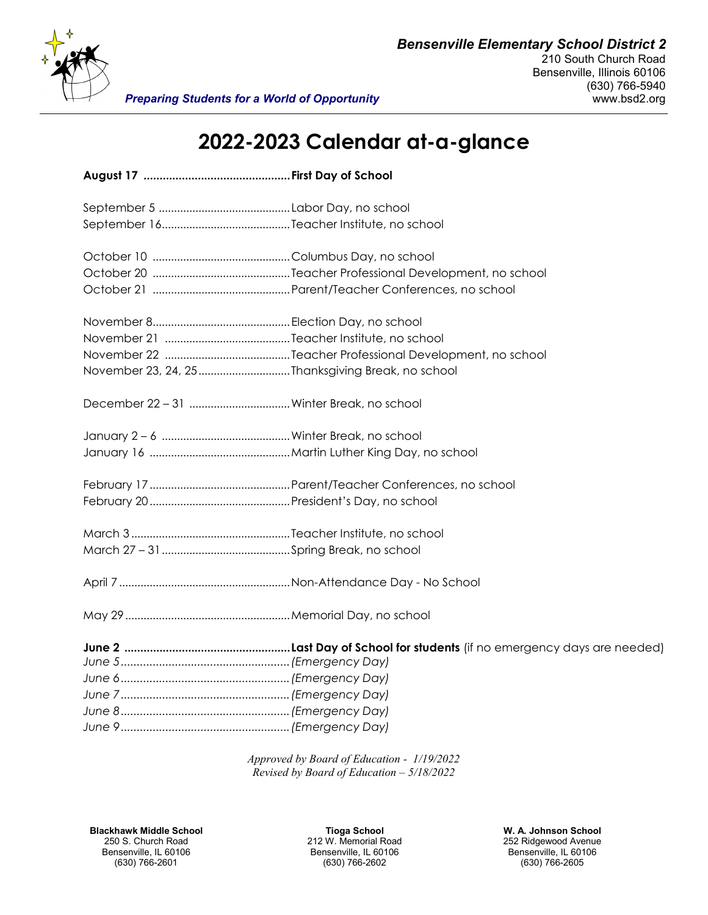*Bensenville Elementary School District 2*
210 South Church Road
Bensenville, Illinois 60106
(630) 766-5940
www.bsd2.org

*Preparing Students for a World of Opportunity*

# 2022-2023 Calendar at-a-glance

**August 17 .............................................. First Day of School**

September 5 .......................................... Labor Day, no school
September 16.......................................... Teacher Institute, no school

October 10 ............................................ Columbus Day, no school
October 20 ............................................ Teacher Professional Development, no school
October 21 ............................................ Parent/Teacher Conferences, no school

November 8............................................ Election Day, no school
November 21 ........................................ Teacher Institute, no school
November 22 ........................................ Teacher Professional Development, no school
November 23, 24, 25.............................. Thanksgiving Break, no school

December 22 – 31 ................................. Winter Break, no school

January 2 – 6 .......................................... Winter Break, no school
January 16 ............................................. Martin Luther King Day, no school

February 17 ............................................ Parent/Teacher Conferences, no school
February 20 ............................................ President's Day, no school

March 3 .................................................. Teacher Institute, no school
March 27 – 31 ......................................... Spring Break, no school

April 7 ..................................................... Non-Attendance Day - No School

May 29 .................................................... Memorial Day, no school

**June 2 .................................................. Last Day of School for students** (if no emergency days are needed)
*June 5 .................................................... (Emergency Day)*
*June 6 .................................................... (Emergency Day)*
*June 7 .................................................... (Emergency Day)*
*June 8 .................................................... (Emergency Day)*
*June 9 .................................................... (Emergency Day)*

*Approved by Board of Education - 1/19/2022*
*Revised by Board of Education – 5/18/2022*

**Blackhawk Middle School**
250 S. Church Road
Bensenville, IL 60106
(630) 766-2601

**Tioga School**
212 W. Memorial Road
Bensenville, IL 60106
(630) 766-2602

**W. A. Johnson School**
252 Ridgewood Avenue
Bensenville, IL 60106
(630) 766-2605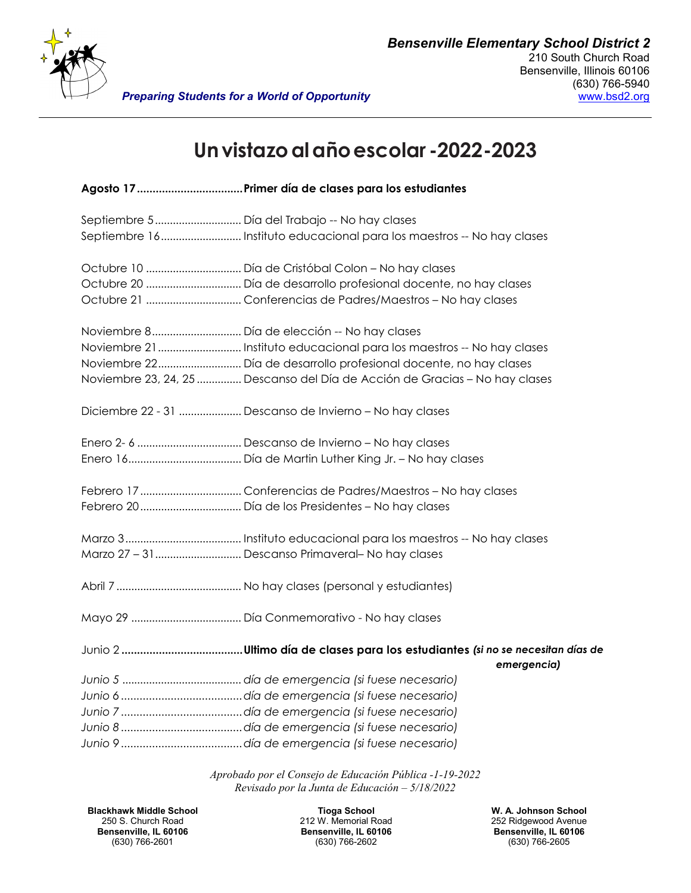**Bensenville Elementary School District 2**
210 South Church Road
Bensenville, Illinois 60106
(630) 766-5940
www.bsd2.org

*Preparing Students for a World of Opportunity*

# Un vistazo al año escolar -2022-2023

**Agosto 17 .................................. Primer día de clases para los estudiantes**

Septiembre 5 ............................. Día del Trabajo -- No hay clases
Septiembre 16 ........................... Instituto educacional para los maestros -- No hay clases

Octubre 10 ................................ Día de Cristóbal Colon – No hay clases
Octubre 20 ................................ Día de desarrollo profesional docente, no hay clases
Octubre 21 ................................ Conferencias de Padres/Maestros – No hay clases

Noviembre 8 .............................. Día de elección -- No hay clases
Noviembre 21 ............................ Instituto educacional para los maestros -- No hay clases
Noviembre 22 ............................ Día de desarrollo profesional docente, no hay clases
Noviembre 23, 24, 25 ............... Descanso del Día de Acción de Gracias – No hay clases

Diciembre 22 - 31 ..................... Descanso de Invierno – No hay clases

Enero 2- 6 ................................... Descanso de Invierno – No hay clases
Enero 16 ...................................... Día de Martin Luther King Jr. – No hay clases

Febrero 17 .................................. Conferencias de Padres/Maestros – No hay clases
Febrero 20 .................................. Día de los Presidentes – No hay clases

Marzo 3 ....................................... Instituto educacional para los maestros -- No hay clases
Marzo 27 – 31 ............................. Descanso Primaveral– No hay clases

Abril 7 .......................................... No hay clases (personal y estudiantes)

Mayo 29 ..................................... Día Conmemorativo - No hay clases

Junio 2 ....................................... **Ultimo día de clases para los estudiantes** ***(si no se necesitan días de emergencia)***

*Junio 5 ........................................ día de emergencia (si fuese necesario)*
*Junio 6 ........................................ día de emergencia (si fuese necesario)*
*Junio 7 ........................................ día de emergencia (si fuese necesario)*
*Junio 8 ........................................ día de emergencia (si fuese necesario)*
*Junio 9 ........................................ día de emergencia (si fuese necesario)*

*Aprobado por el Consejo de Educación Pública -1-19-2022*
*Revisado por la Junta de Educación – 5/18/2022*

**Blackhawk Middle School**
250 S. Church Road
**Bensenville, IL 60106**
(630) 766-2601

**Tioga School**
212 W. Memorial Road
**Bensenville, IL 60106**
(630) 766-2602

**W. A. Johnson School**
252 Ridgewood Avenue
**Bensenville, IL 60106**
(630) 766-2605